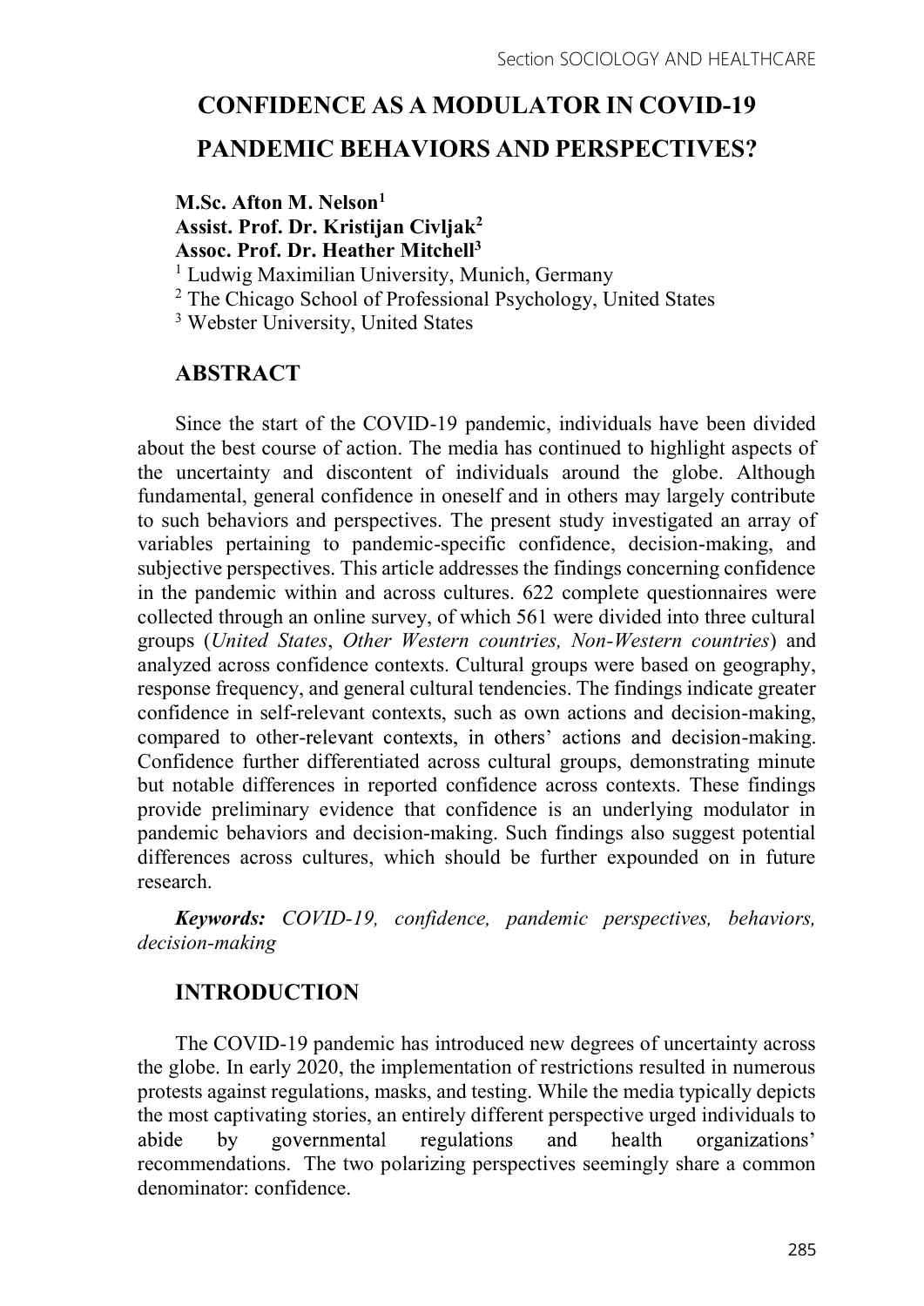# CONFIDENCE AS A MODULATOR IN COVID-19 PANDEMIC BEHAVIORS AND PERSPECTIVES?

**M.Sc. Afton M. Nelson**[1]
**Assist. Prof. Dr. Kristijan Civljak**[2]
**Assoc. Prof. Dr. Heather Mitchell**[3]

[1] Ludwig Maximilian University, Munich, Germany
[2] The Chicago School of Professional Psychology, United States
[3] Webster University, United States

## ABSTRACT

Since the start of the COVID-19 pandemic, individuals have been divided about the best course of action. The media has continued to highlight aspects of the uncertainty and discontent of individuals around the globe. Although fundamental, general confidence in oneself and in others may largely contribute to such behaviors and perspectives. The present study investigated an array of variables pertaining to pandemic-specific confidence, decision-making, and subjective perspectives. This article addresses the findings concerning confidence in the pandemic within and across cultures. 622 complete questionnaires were collected through an online survey, of which 561 were divided into three cultural groups (*United States*, *Other Western countries, Non-Western countries*) and analyzed across confidence contexts. Cultural groups were based on geography, response frequency, and general cultural tendencies. The findings indicate greater confidence in self-relevant contexts, such as own actions and decision-making, compared to other-relevant contexts, in others' actions and decision-making. Confidence further differentiated across cultural groups, demonstrating minute but notable differences in reported confidence across contexts. These findings provide preliminary evidence that confidence is an underlying modulator in pandemic behaviors and decision-making. Such findings also suggest potential differences across cultures, which should be further expounded on in future research.

***Keywords:*** *COVID-19, confidence, pandemic perspectives, behaviors, decision-making*

## INTRODUCTION

The COVID-19 pandemic has introduced new degrees of uncertainty across the globe. In early 2020, the implementation of restrictions resulted in numerous protests against regulations, masks, and testing. While the media typically depicts the most captivating stories, an entirely different perspective urged individuals to abide by governmental regulations and health organizations' recommendations. The two polarizing perspectives seemingly share a common denominator: confidence.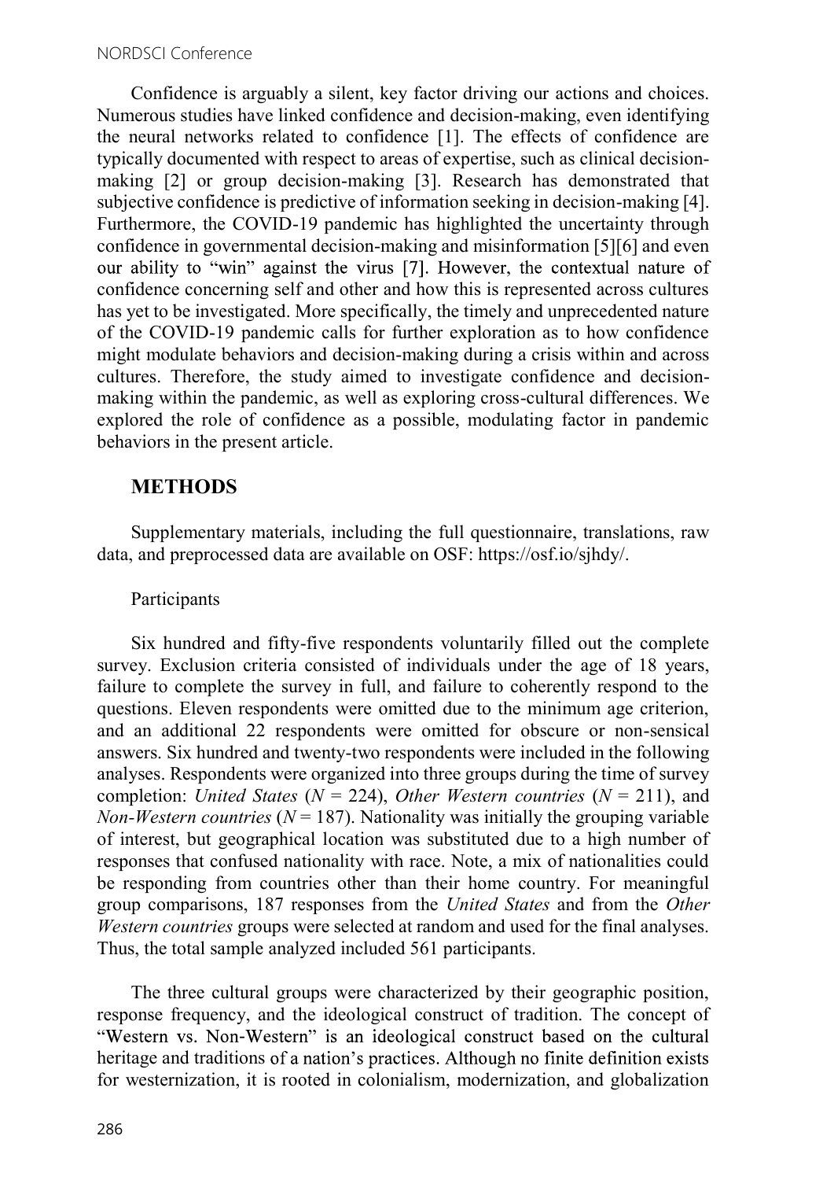Confidence is arguably a silent, key factor driving our actions and choices. Numerous studies have linked confidence and decision-making, even identifying the neural networks related to confidence [1]. The effects of confidence are typically documented with respect to areas of expertise, such as clinical decision-making [2] or group decision-making [3]. Research has demonstrated that subjective confidence is predictive of information seeking in decision-making [4]. Furthermore, the COVID-19 pandemic has highlighted the uncertainty through confidence in governmental decision-making and misinformation [5][6] and even our ability to "win" against the virus [7]. However, the contextual nature of confidence concerning self and other and how this is represented across cultures has yet to be investigated. More specifically, the timely and unprecedented nature of the COVID-19 pandemic calls for further exploration as to how confidence might modulate behaviors and decision-making during a crisis within and across cultures. Therefore, the study aimed to investigate confidence and decision-making within the pandemic, as well as exploring cross-cultural differences. We explored the role of confidence as a possible, modulating factor in pandemic behaviors in the present article.

## METHODS

Supplementary materials, including the full questionnaire, translations, raw data, and preprocessed data are available on OSF: https://osf.io/sjhdy/.

### Participants

Six hundred and fifty-five respondents voluntarily filled out the complete survey. Exclusion criteria consisted of individuals under the age of 18 years, failure to complete the survey in full, and failure to coherently respond to the questions. Eleven respondents were omitted due to the minimum age criterion, and an additional 22 respondents were omitted for obscure or non-sensical answers. Six hundred and twenty-two respondents were included in the following analyses. Respondents were organized into three groups during the time of survey completion: *United States* ($N = 224$), *Other Western countries* ($N = 211$), and *Non-Western countries* ($N = 187$). Nationality was initially the grouping variable of interest, but geographical location was substituted due to a high number of responses that confused nationality with race. Note, a mix of nationalities could be responding from countries other than their home country. For meaningful group comparisons, 187 responses from the *United States* and from the *Other Western countries* groups were selected at random and used for the final analyses. Thus, the total sample analyzed included 561 participants.

The three cultural groups were characterized by their geographic position, response frequency, and the ideological construct of tradition. The concept of "Western vs. Non-Western" is an ideological construct based on the cultural heritage and traditions of a nation's practices. Although no finite definition exists for westernization, it is rooted in colonialism, modernization, and globalization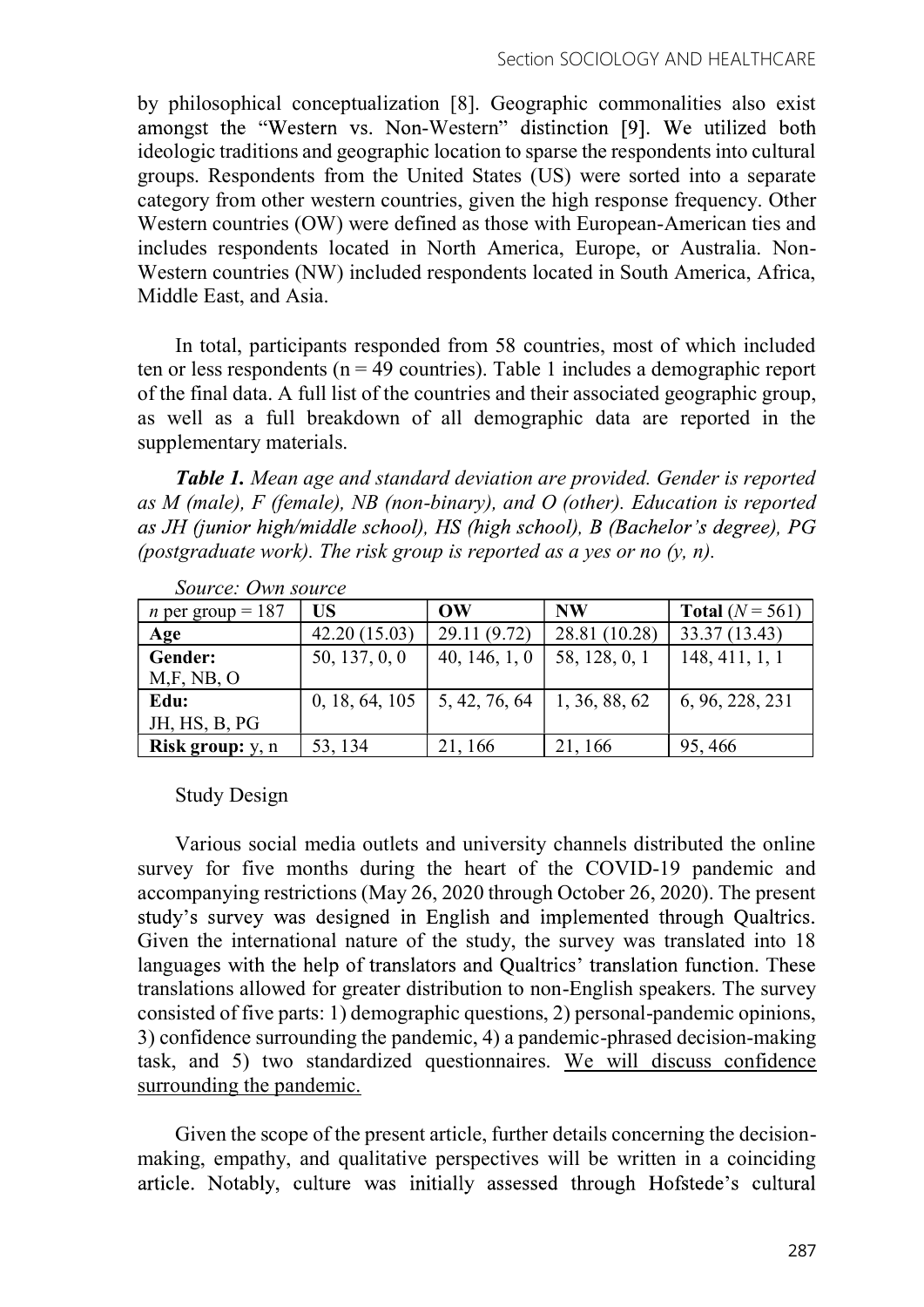by philosophical conceptualization [8]. Geographic commonalities also exist amongst the "Western vs. Non-Western" distinction [9]. We utilized both ideologic traditions and geographic location to sparse the respondents into cultural groups. Respondents from the United States (US) were sorted into a separate category from other western countries, given the high response frequency. Other Western countries (OW) were defined as those with European-American ties and includes respondents located in North America, Europe, or Australia. Non-Western countries (NW) included respondents located in South America, Africa, Middle East, and Asia.

In total, participants responded from 58 countries, most of which included ten or less respondents (n = 49 countries). Table 1 includes a demographic report of the final data. A full list of the countries and their associated geographic group, as well as a full breakdown of all demographic data are reported in the supplementary materials.

***Table 1.*** *Mean age and standard deviation are provided. Gender is reported as M (male), F (female), NB (non-binary), and O (other). Education is reported as JH (junior high/middle school), HS (high school), B (Bachelor's degree), PG (postgraduate work). The risk group is reported as a yes or no (y, n).*

*Source: Own source*

| *n* per group = 187 | **US** | **OW** | **NW** | **Total** (*N* = 561) |
|---|---|---|---|---|
| **Age** | 42.20 (15.03) | 29.11 (9.72) | 28.81 (10.28) | 33.37 (13.43) |
| **Gender:** M,F, NB, O | 50, 137, 0, 0 | 40, 146, 1, 0 | 58, 128, 0, 1 | 148, 411, 1, 1 |
| **Edu:** JH, HS, B, PG | 0, 18, 64, 105 | 5, 42, 76, 64 | 1, 36, 88, 62 | 6, 96, 228, 231 |
| **Risk group:** y, n | 53, 134 | 21, 166 | 21, 166 | 95, 466 |

Study Design

Various social media outlets and university channels distributed the online survey for five months during the heart of the COVID-19 pandemic and accompanying restrictions (May 26, 2020 through October 26, 2020). The present study's survey was designed in English and implemented through Qualtrics. Given the international nature of the study, the survey was translated into 18 languages with the help of translators and Qualtrics' translation function. These translations allowed for greater distribution to non-English speakers. The survey consisted of five parts: 1) demographic questions, 2) personal-pandemic opinions, 3) confidence surrounding the pandemic, 4) a pandemic-phrased decision-making task, and 5) two standardized questionnaires. We will discuss confidence surrounding the pandemic.

Given the scope of the present article, further details concerning the decision-making, empathy, and qualitative perspectives will be written in a coinciding article. Notably, culture was initially assessed through Hofstede's cultural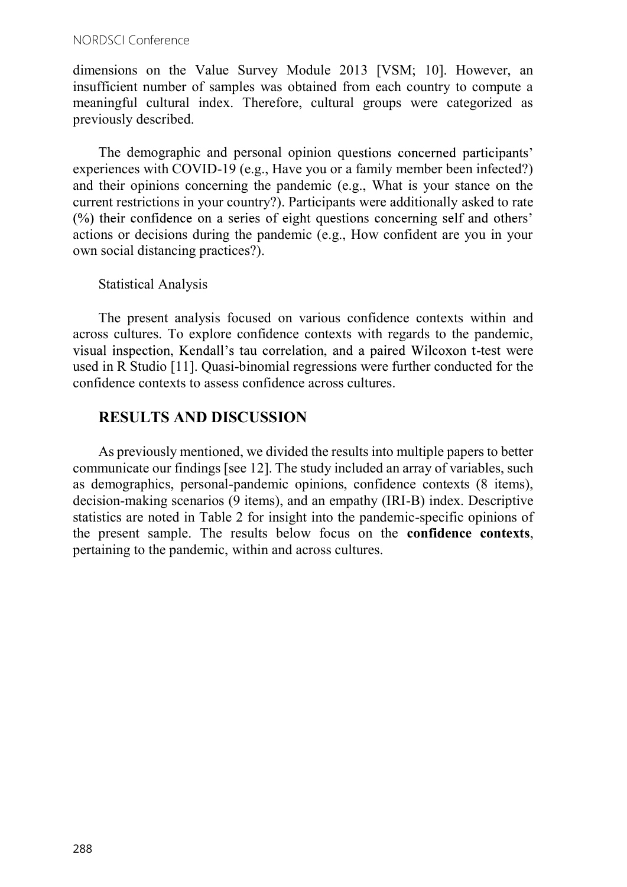dimensions on the Value Survey Module 2013 [VSM; 10]. However, an insufficient number of samples was obtained from each country to compute a meaningful cultural index. Therefore, cultural groups were categorized as previously described.

The demographic and personal opinion questions concerned participants' experiences with COVID-19 (e.g., Have you or a family member been infected?) and their opinions concerning the pandemic (e.g., What is your stance on the current restrictions in your country?). Participants were additionally asked to rate (%) their confidence on a series of eight questions concerning self and others' actions or decisions during the pandemic (e.g., How confident are you in your own social distancing practices?).

Statistical Analysis

The present analysis focused on various confidence contexts within and across cultures. To explore confidence contexts with regards to the pandemic, visual inspection, Kendall's tau correlation, and a paired Wilcoxon t-test were used in R Studio [11]. Quasi-binomial regressions were further conducted for the confidence contexts to assess confidence across cultures.

## RESULTS AND DISCUSSION

As previously mentioned, we divided the results into multiple papers to better communicate our findings [see 12]. The study included an array of variables, such as demographics, personal-pandemic opinions, confidence contexts (8 items), decision-making scenarios (9 items), and an empathy (IRI-B) index. Descriptive statistics are noted in Table 2 for insight into the pandemic-specific opinions of the present sample. The results below focus on the **confidence contexts**, pertaining to the pandemic, within and across cultures.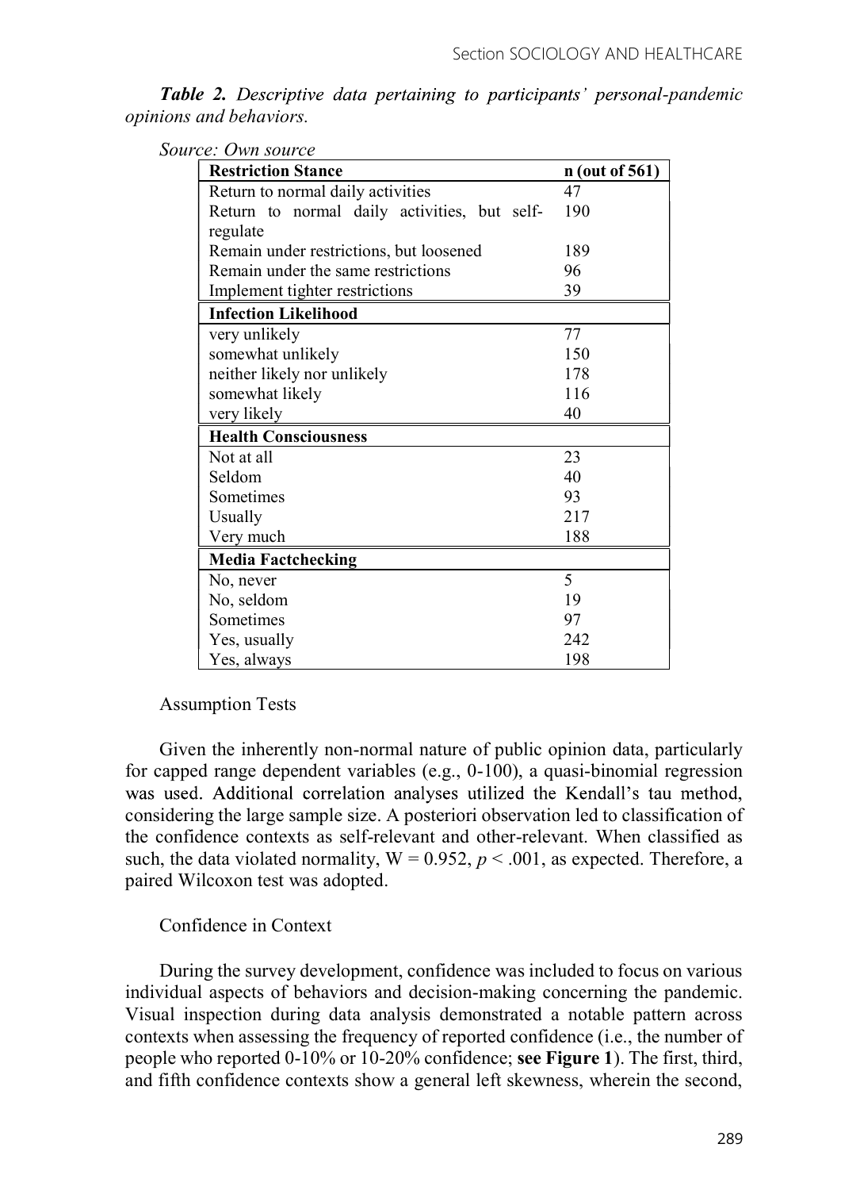***Table 2.*** *Descriptive data pertaining to participants' personal-pandemic opinions and behaviors.*

*Source: Own source*

| **Restriction Stance** | **n (out of 561)** |
| --- | --- |
| Return to normal daily activities | 47 |
| Return to normal daily activities, but self-regulate | 190 |
| Remain under restrictions, but loosened | 189 |
| Remain under the same restrictions | 96 |
| Implement tighter restrictions | 39 |
| **Infection Likelihood** | |
| very unlikely | 77 |
| somewhat unlikely | 150 |
| neither likely nor unlikely | 178 |
| somewhat likely | 116 |
| very likely | 40 |
| **Health Consciousness** | |
| Not at all | 23 |
| Seldom | 40 |
| Sometimes | 93 |
| Usually | 217 |
| Very much | 188 |
| **Media Factchecking** | |
| No, never | 5 |
| No, seldom | 19 |
| Sometimes | 97 |
| Yes, usually | 242 |
| Yes, always | 198 |

Assumption Tests

Given the inherently non-normal nature of public opinion data, particularly for capped range dependent variables (e.g., 0-100), a quasi-binomial regression was used. Additional correlation analyses utilized the Kendall's tau method, considering the large sample size. A posteriori observation led to classification of the confidence contexts as self-relevant and other-relevant. When classified as such, the data violated normality, $W = 0.952$, $p < .001$, as expected. Therefore, a paired Wilcoxon test was adopted.

Confidence in Context

During the survey development, confidence was included to focus on various individual aspects of behaviors and decision-making concerning the pandemic. Visual inspection during data analysis demonstrated a notable pattern across contexts when assessing the frequency of reported confidence (i.e., the number of people who reported 0-10% or 10-20% confidence; **see Figure 1**). The first, third, and fifth confidence contexts show a general left skewness, wherein the second,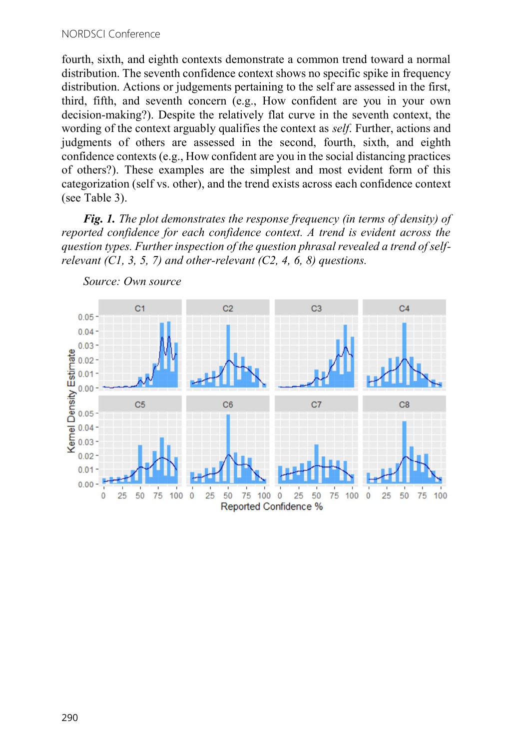fourth, sixth, and eighth contexts demonstrate a common trend toward a normal distribution. The seventh confidence context shows no specific spike in frequency distribution. Actions or judgements pertaining to the self are assessed in the first, third, fifth, and seventh concern (e.g., How confident are you in your own decision-making?). Despite the relatively flat curve in the seventh context, the wording of the context arguably qualifies the context as *self*. Further, actions and judgments of others are assessed in the second, fourth, sixth, and eighth confidence contexts (e.g., How confident are you in the social distancing practices of others?). These examples are the simplest and most evident form of this categorization (self vs. other), and the trend exists across each confidence context (see Table 3).

***Fig. 1.*** *The plot demonstrates the response frequency (in terms of density) of reported confidence for each confidence context. A trend is evident across the question types. Further inspection of the question phrasal revealed a trend of self-relevant (C1, 3, 5, 7) and other-relevant (C2, 4, 6, 8) questions.*

*Source: Own source*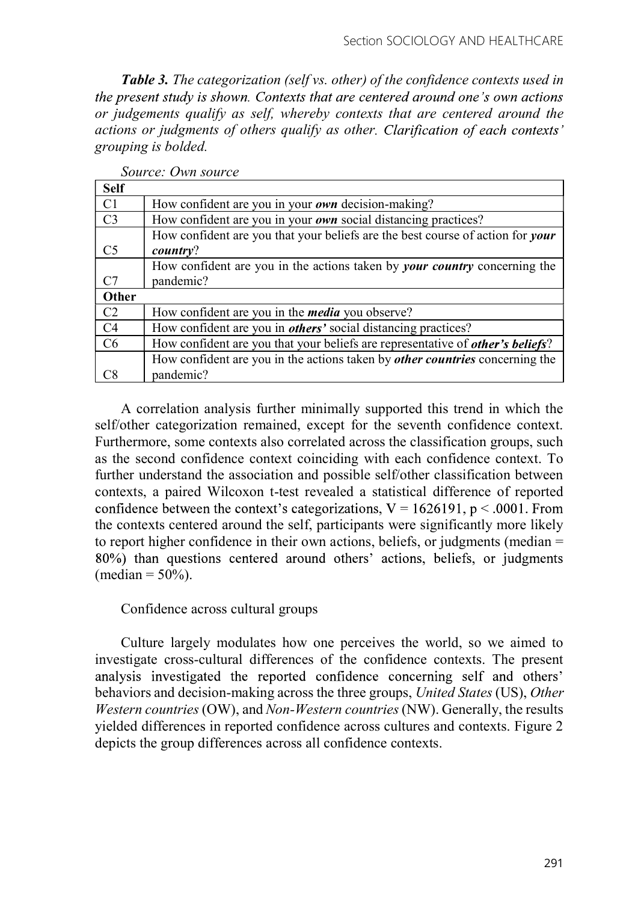***Table 3.*** *The categorization (self vs. other) of the confidence contexts used in the present study is shown. Contexts that are centered around one's own actions or judgements qualify as self, whereby contexts that are centered around the actions or judgments of others qualify as other. Clarification of each contexts' grouping is bolded.*

*Source: Own source*

| **Self** | |
|---|---|
| C1 | How confident are you in your ***own*** decision-making? |
| C3 | How confident are you in your ***own*** social distancing practices? |
| C5 | How confident are you that your beliefs are the best course of action for ***your country***? |
| C7 | How confident are you in the actions taken by ***your country*** concerning the pandemic? |
| **Other** | |
| C2 | How confident are you in the ***media*** you observe? |
| C4 | How confident are you in ***others'*** social distancing practices? |
| C6 | How confident are you that your beliefs are representative of ***other's beliefs***? |
| C8 | How confident are you in the actions taken by ***other countries*** concerning the pandemic? |

A correlation analysis further minimally supported this trend in which the self/other categorization remained, except for the seventh confidence context. Furthermore, some contexts also correlated across the classification groups, such as the second confidence context coinciding with each confidence context. To further understand the association and possible self/other classification between contexts, a paired Wilcoxon t-test revealed a statistical difference of reported confidence between the context's categorizations, $V = 1626191$, $p < .0001$. From the contexts centered around the self, participants were significantly more likely to report higher confidence in their own actions, beliefs, or judgments (median = 80%) than questions centered around others' actions, beliefs, or judgments (median = 50%).

Confidence across cultural groups

Culture largely modulates how one perceives the world, so we aimed to investigate cross-cultural differences of the confidence contexts. The present analysis investigated the reported confidence concerning self and others' behaviors and decision-making across the three groups, *United States* (US), *Other Western countries* (OW), and *Non-Western countries* (NW). Generally, the results yielded differences in reported confidence across cultures and contexts. Figure 2 depicts the group differences across all confidence contexts.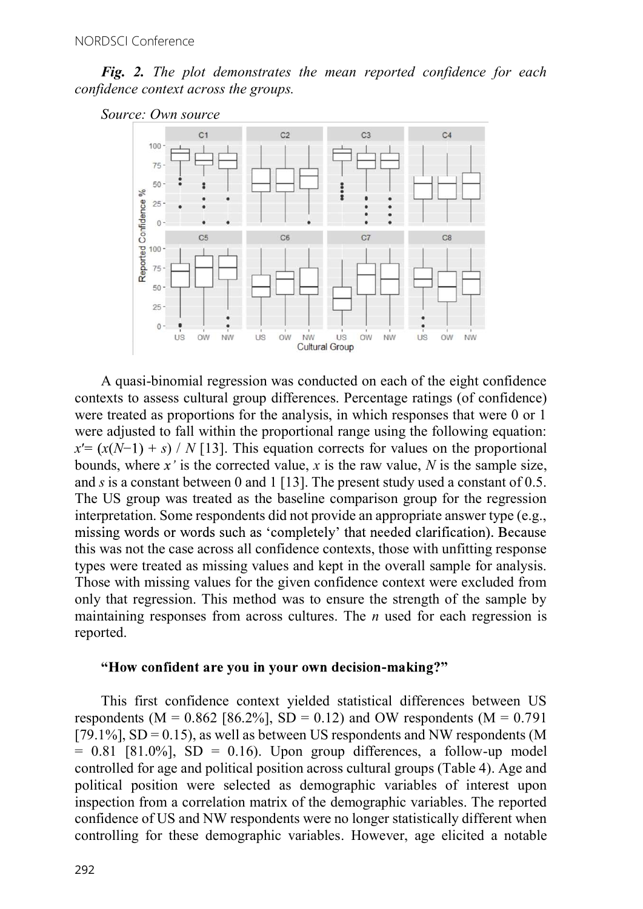*Fig. 2. The plot demonstrates the mean reported confidence for each confidence context across the groups.*

*Source: Own source*

A quasi-binomial regression was conducted on each of the eight confidence contexts to assess cultural group differences. Percentage ratings (of confidence) were treated as proportions for the analysis, in which responses that were 0 or 1 were adjusted to fall within the proportional range using the following equation: $x' = (x(N-1) + s) / N$ [13]. This equation corrects for values on the proportional bounds, where $x'$ is the corrected value, $x$ is the raw value, $N$ is the sample size, and $s$ is a constant between 0 and 1 [13]. The present study used a constant of 0.5. The US group was treated as the baseline comparison group for the regression interpretation. Some respondents did not provide an appropriate answer type (e.g., missing words or words such as 'completely' that needed clarification). Because this was not the case across all confidence contexts, those with unfitting response types were treated as missing values and kept in the overall sample for analysis. Those with missing values for the given confidence context were excluded from only that regression. This method was to ensure the strength of the sample by maintaining responses from across cultures. The $n$ used for each regression is reported.

**"How confident are you in your own decision-making?"**

This first confidence context yielded statistical differences between US respondents (M = 0.862 [86.2%], SD = 0.12) and OW respondents (M = 0.791 [79.1%], SD = 0.15), as well as between US respondents and NW respondents (M = 0.81 [81.0%], SD = 0.16). Upon group differences, a follow-up model controlled for age and political position across cultural groups (Table 4). Age and political position were selected as demographic variables of interest upon inspection from a correlation matrix of the demographic variables. The reported confidence of US and NW respondents were no longer statistically different when controlling for these demographic variables. However, age elicited a notable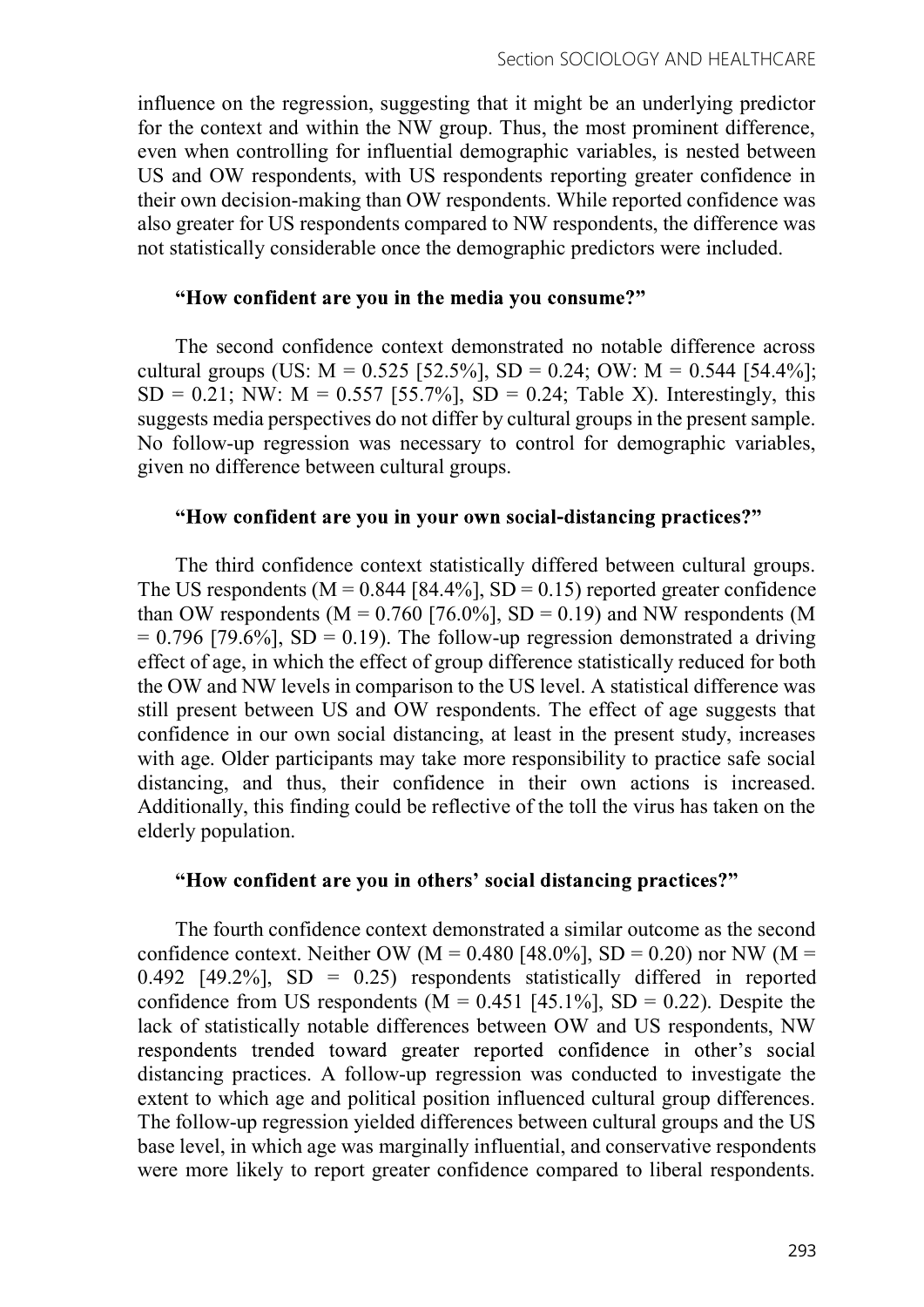influence on the regression, suggesting that it might be an underlying predictor for the context and within the NW group. Thus, the most prominent difference, even when controlling for influential demographic variables, is nested between US and OW respondents, with US respondents reporting greater confidence in their own decision-making than OW respondents. While reported confidence was also greater for US respondents compared to NW respondents, the difference was not statistically considerable once the demographic predictors were included.

### "How confident are you in the media you consume?"

The second confidence context demonstrated no notable difference across cultural groups (US: M = 0.525 [52.5%], SD = 0.24; OW: M = 0.544 [54.4%]; SD = 0.21; NW: M = 0.557 [55.7%], SD = 0.24; Table X). Interestingly, this suggests media perspectives do not differ by cultural groups in the present sample. No follow-up regression was necessary to control for demographic variables, given no difference between cultural groups.

### "How confident are you in your own social-distancing practices?"

The third confidence context statistically differed between cultural groups. The US respondents (M = 0.844 [84.4%], SD = 0.15) reported greater confidence than OW respondents (M = 0.760 [76.0%], SD = 0.19) and NW respondents (M = 0.796 [79.6%], SD = 0.19). The follow-up regression demonstrated a driving effect of age, in which the effect of group difference statistically reduced for both the OW and NW levels in comparison to the US level. A statistical difference was still present between US and OW respondents. The effect of age suggests that confidence in our own social distancing, at least in the present study, increases with age. Older participants may take more responsibility to practice safe social distancing, and thus, their confidence in their own actions is increased. Additionally, this finding could be reflective of the toll the virus has taken on the elderly population.

### "How confident are you in others' social distancing practices?"

The fourth confidence context demonstrated a similar outcome as the second confidence context. Neither OW (M = 0.480 [48.0%], SD = 0.20) nor NW (M = 0.492 [49.2%], SD = 0.25) respondents statistically differed in reported confidence from US respondents (M = 0.451 [45.1%], SD = 0.22). Despite the lack of statistically notable differences between OW and US respondents, NW respondents trended toward greater reported confidence in other's social distancing practices. A follow-up regression was conducted to investigate the extent to which age and political position influenced cultural group differences. The follow-up regression yielded differences between cultural groups and the US base level, in which age was marginally influential, and conservative respondents were more likely to report greater confidence compared to liberal respondents.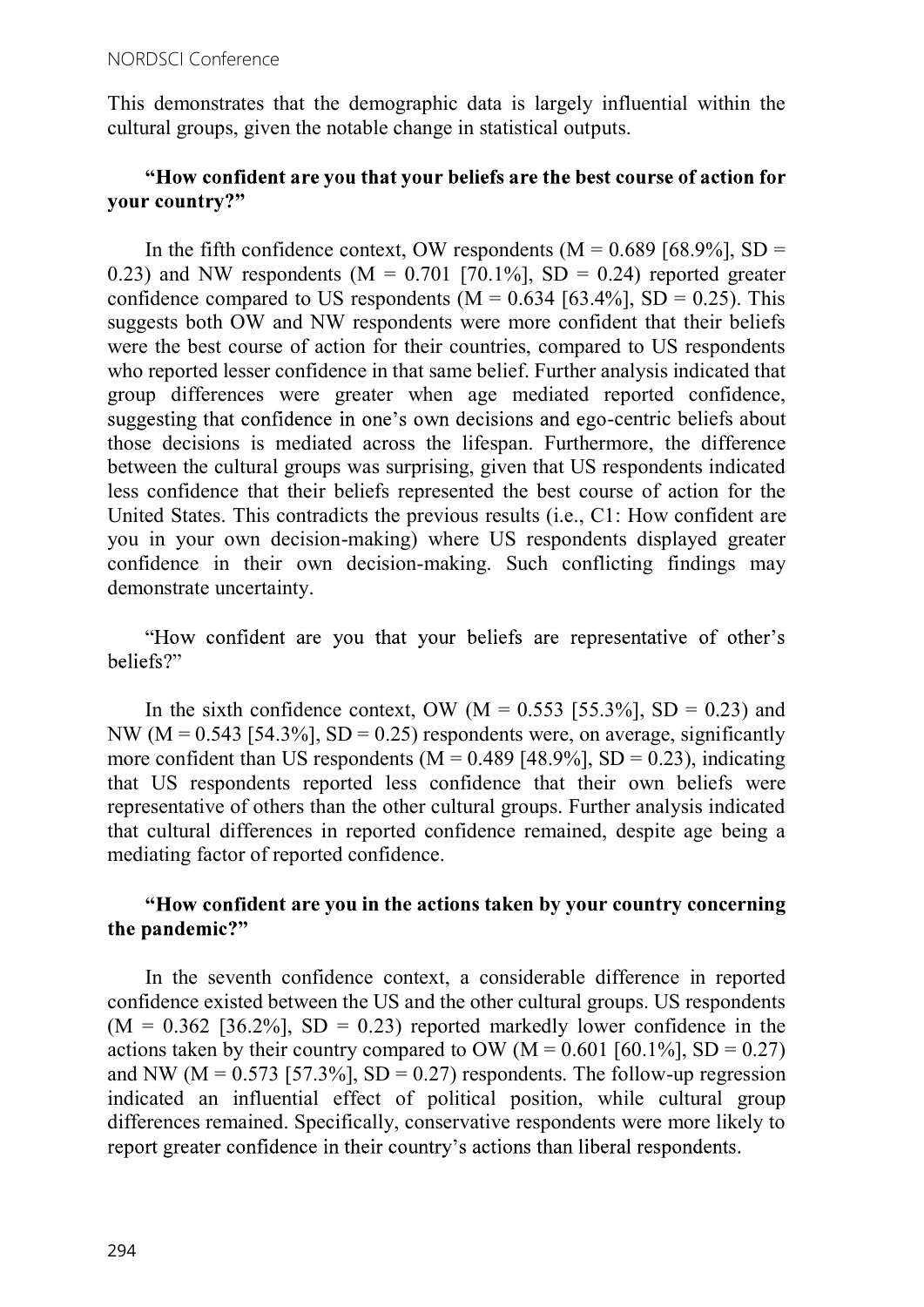This demonstrates that the demographic data is largely influential within the cultural groups, given the notable change in statistical outputs.

**"How confident are you that your beliefs are the best course of action for your country?"**

In the fifth confidence context, OW respondents (M = 0.689 [68.9%], SD = 0.23) and NW respondents (M = 0.701 [70.1%], SD = 0.24) reported greater confidence compared to US respondents (M = 0.634 [63.4%], SD = 0.25). This suggests both OW and NW respondents were more confident that their beliefs were the best course of action for their countries, compared to US respondents who reported lesser confidence in that same belief. Further analysis indicated that group differences were greater when age mediated reported confidence, suggesting that confidence in one's own decisions and ego-centric beliefs about those decisions is mediated across the lifespan. Furthermore, the difference between the cultural groups was surprising, given that US respondents indicated less confidence that their beliefs represented the best course of action for the United States. This contradicts the previous results (i.e., C1: How confident are you in your own decision-making) where US respondents displayed greater confidence in their own decision-making. Such conflicting findings may demonstrate uncertainty.

"How confident are you that your beliefs are representative of other's beliefs?"

In the sixth confidence context, OW (M = 0.553 [55.3%], SD = 0.23) and NW (M = 0.543 [54.3%], SD = 0.25) respondents were, on average, significantly more confident than US respondents (M = 0.489 [48.9%], SD = 0.23), indicating that US respondents reported less confidence that their own beliefs were representative of others than the other cultural groups. Further analysis indicated that cultural differences in reported confidence remained, despite age being a mediating factor of reported confidence.

**"How confident are you in the actions taken by your country concerning the pandemic?"**

In the seventh confidence context, a considerable difference in reported confidence existed between the US and the other cultural groups. US respondents (M = 0.362 [36.2%], SD = 0.23) reported markedly lower confidence in the actions taken by their country compared to OW (M = 0.601 [60.1%], SD = 0.27) and NW (M = 0.573 [57.3%], SD = 0.27) respondents. The follow-up regression indicated an influential effect of political position, while cultural group differences remained. Specifically, conservative respondents were more likely to report greater confidence in their country's actions than liberal respondents.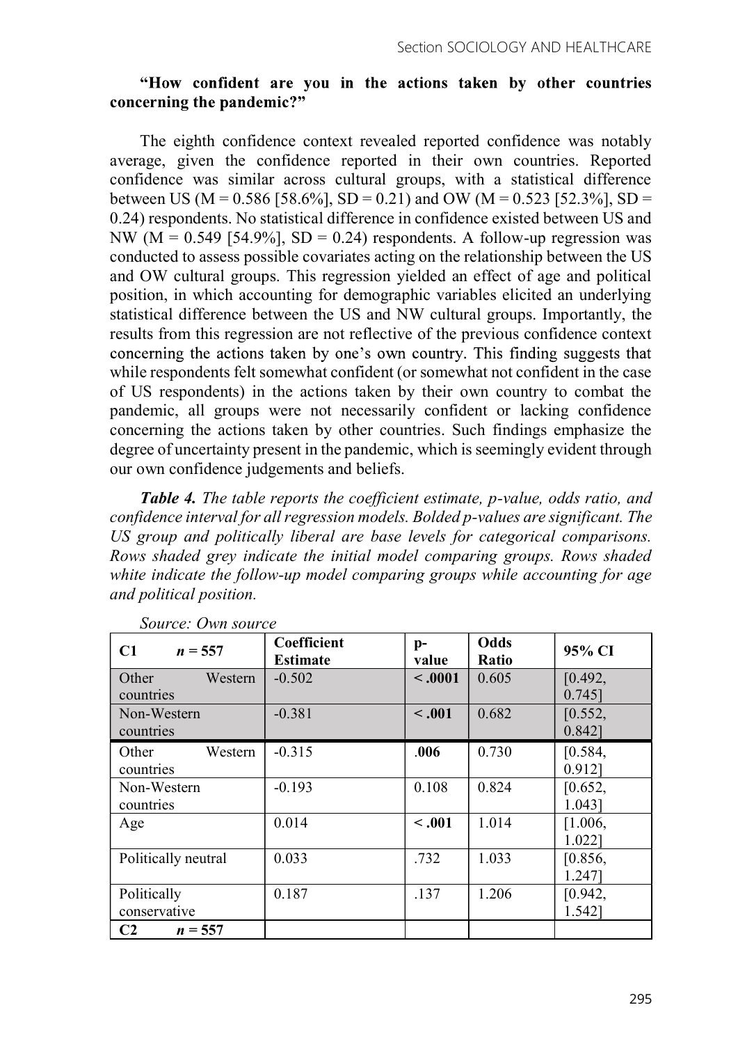**"How confident are you in the actions taken by other countries concerning the pandemic?"**

The eighth confidence context revealed reported confidence was notably average, given the confidence reported in their own countries. Reported confidence was similar across cultural groups, with a statistical difference between US (M = 0.586 [58.6%], SD = 0.21) and OW (M = 0.523 [52.3%], SD = 0.24) respondents. No statistical difference in confidence existed between US and NW (M = 0.549 [54.9%], SD = 0.24) respondents. A follow-up regression was conducted to assess possible covariates acting on the relationship between the US and OW cultural groups. This regression yielded an effect of age and political position, in which accounting for demographic variables elicited an underlying statistical difference between the US and NW cultural groups. Importantly, the results from this regression are not reflective of the previous confidence context concerning the actions taken by one's own country. This finding suggests that while respondents felt somewhat confident (or somewhat not confident in the case of US respondents) in the actions taken by their own country to combat the pandemic, all groups were not necessarily confident or lacking confidence concerning the actions taken by other countries. Such findings emphasize the degree of uncertainty present in the pandemic, which is seemingly evident through our own confidence judgements and beliefs.

***Table 4.*** *The table reports the coefficient estimate, p-value, odds ratio, and confidence interval for all regression models. Bolded p-values are significant. The US group and politically liberal are base levels for categorical comparisons. Rows shaded grey indicate the initial model comparing groups. Rows shaded white indicate the follow-up model comparing groups while accounting for age and political position.*

*Source: Own source*

| **C1** $n = 557$ | **Coefficient Estimate** | **p-value** | **Odds Ratio** | **95% CI** |
|---|---|---|---|---|
| Other Western countries | -0.502 | **< .0001** | 0.605 | [0.492, 0.745] |
| Non-Western countries | -0.381 | **< .001** | 0.682 | [0.552, 0.842] |
| Other Western countries | -0.315 | **.006** | 0.730 | [0.584, 0.912] |
| Non-Western countries | -0.193 | 0.108 | 0.824 | [0.652, 1.043] |
| Age | 0.014 | **< .001** | 1.014 | [1.006, 1.022] |
| Politically neutral | 0.033 | .732 | 1.033 | [0.856, 1.247] |
| Politically conservative | 0.187 | .137 | 1.206 | [0.942, 1.542] |
| **C2** $n = 557$ | | | | |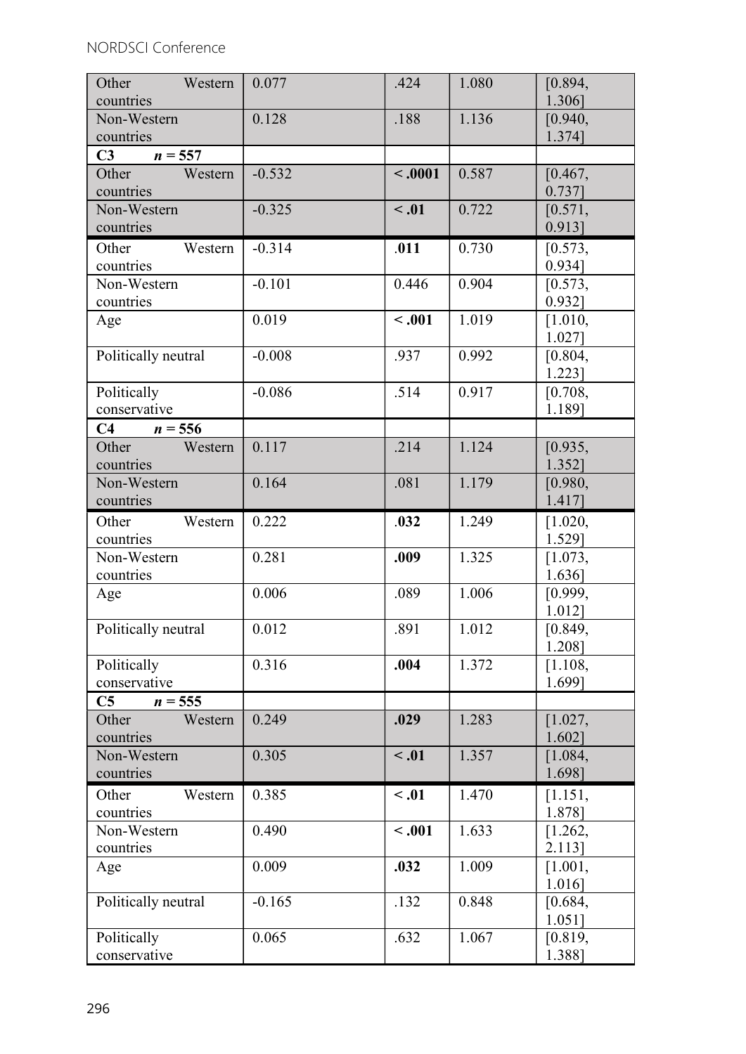| | | | | |
|---|---|---|---|---|
| Other Western countries | 0.077 | .424 | 1.080 | [0.894, 1.306] |
| Non-Western countries | 0.128 | .188 | 1.136 | [0.940, 1.374] |
| **C3** ***n* = 557** | | | | |
| Other Western countries | -0.532 | **< .0001** | 0.587 | [0.467, 0.737] |
| Non-Western countries | -0.325 | **< .01** | 0.722 | [0.571, 0.913] |
| Other Western countries | -0.314 | **.011** | 0.730 | [0.573, 0.934] |
| Non-Western countries | -0.101 | 0.446 | 0.904 | [0.573, 0.932] |
| Age | 0.019 | **< .001** | 1.019 | [1.010, 1.027] |
| Politically neutral | -0.008 | .937 | 0.992 | [0.804, 1.223] |
| Politically conservative | -0.086 | .514 | 0.917 | [0.708, 1.189] |
| **C4** ***n* = 556** | | | | |
| Other Western countries | 0.117 | .214 | 1.124 | [0.935, 1.352] |
| Non-Western countries | 0.164 | .081 | 1.179 | [0.980, 1.417] |
| Other Western countries | 0.222 | **.032** | 1.249 | [1.020, 1.529] |
| Non-Western countries | 0.281 | **.009** | 1.325 | [1.073, 1.636] |
| Age | 0.006 | .089 | 1.006 | [0.999, 1.012] |
| Politically neutral | 0.012 | .891 | 1.012 | [0.849, 1.208] |
| Politically conservative | 0.316 | **.004** | 1.372 | [1.108, 1.699] |
| **C5** ***n* = 555** | | | | |
| Other Western countries | 0.249 | **.029** | 1.283 | [1.027, 1.602] |
| Non-Western countries | 0.305 | **< .01** | 1.357 | [1.084, 1.698] |
| Other Western countries | 0.385 | **< .01** | 1.470 | [1.151, 1.878] |
| Non-Western countries | 0.490 | **< .001** | 1.633 | [1.262, 2.113] |
| Age | 0.009 | **.032** | 1.009 | [1.001, 1.016] |
| Politically neutral | -0.165 | .132 | 0.848 | [0.684, 1.051] |
| Politically conservative | 0.065 | .632 | 1.067 | [0.819, 1.388] |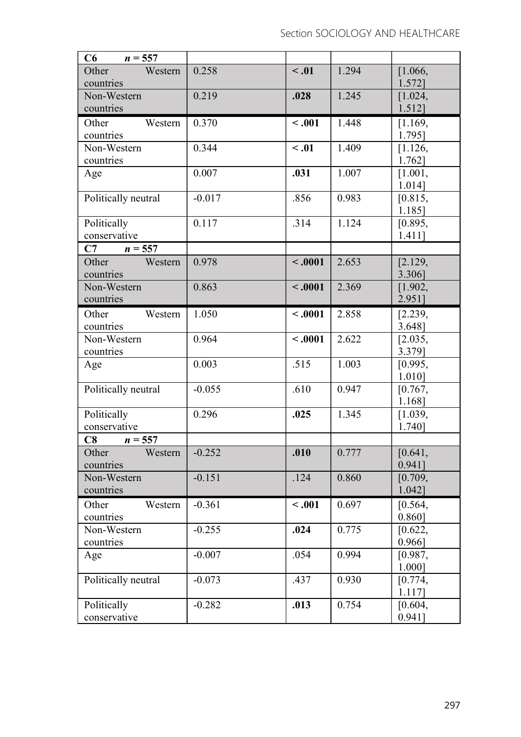| **C6** ***n* = 557** | | | | |
|---|---|---|---|---|
| Other Western countries | 0.258 | **< .01** | 1.294 | [1.066, 1.572] |
| Non-Western countries | 0.219 | **.028** | 1.245 | [1.024, 1.512] |
| Other Western countries | 0.370 | **< .001** | 1.448 | [1.169, 1.795] |
| Non-Western countries | 0.344 | **< .01** | 1.409 | [1.126, 1.762] |
| Age | 0.007 | **.031** | 1.007 | [1.001, 1.014] |
| Politically neutral | -0.017 | .856 | 0.983 | [0.815, 1.185] |
| Politically conservative | 0.117 | .314 | 1.124 | [0.895, 1.411] |
| **C7** ***n* = 557** | | | | |
| Other Western countries | 0.978 | **< .0001** | 2.653 | [2.129, 3.306] |
| Non-Western countries | 0.863 | **< .0001** | 2.369 | [1.902, 2.951] |
| Other Western countries | 1.050 | **< .0001** | 2.858 | [2.239, 3.648] |
| Non-Western countries | 0.964 | **< .0001** | 2.622 | [2.035, 3.379] |
| Age | 0.003 | .515 | 1.003 | [0.995, 1.010] |
| Politically neutral | -0.055 | .610 | 0.947 | [0.767, 1.168] |
| Politically conservative | 0.296 | **.025** | 1.345 | [1.039, 1.740] |
| **C8** ***n* = 557** | | | | |
| Other Western countries | -0.252 | **.010** | 0.777 | [0.641, 0.941] |
| Non-Western countries | -0.151 | .124 | 0.860 | [0.709, 1.042] |
| Other Western countries | -0.361 | **< .001** | 0.697 | [0.564, 0.860] |
| Non-Western countries | -0.255 | **.024** | 0.775 | [0.622, 0.966] |
| Age | -0.007 | .054 | 0.994 | [0.987, 1.000] |
| Politically neutral | -0.073 | .437 | 0.930 | [0.774, 1.117] |
| Politically conservative | -0.282 | **.013** | 0.754 | [0.604, 0.941] |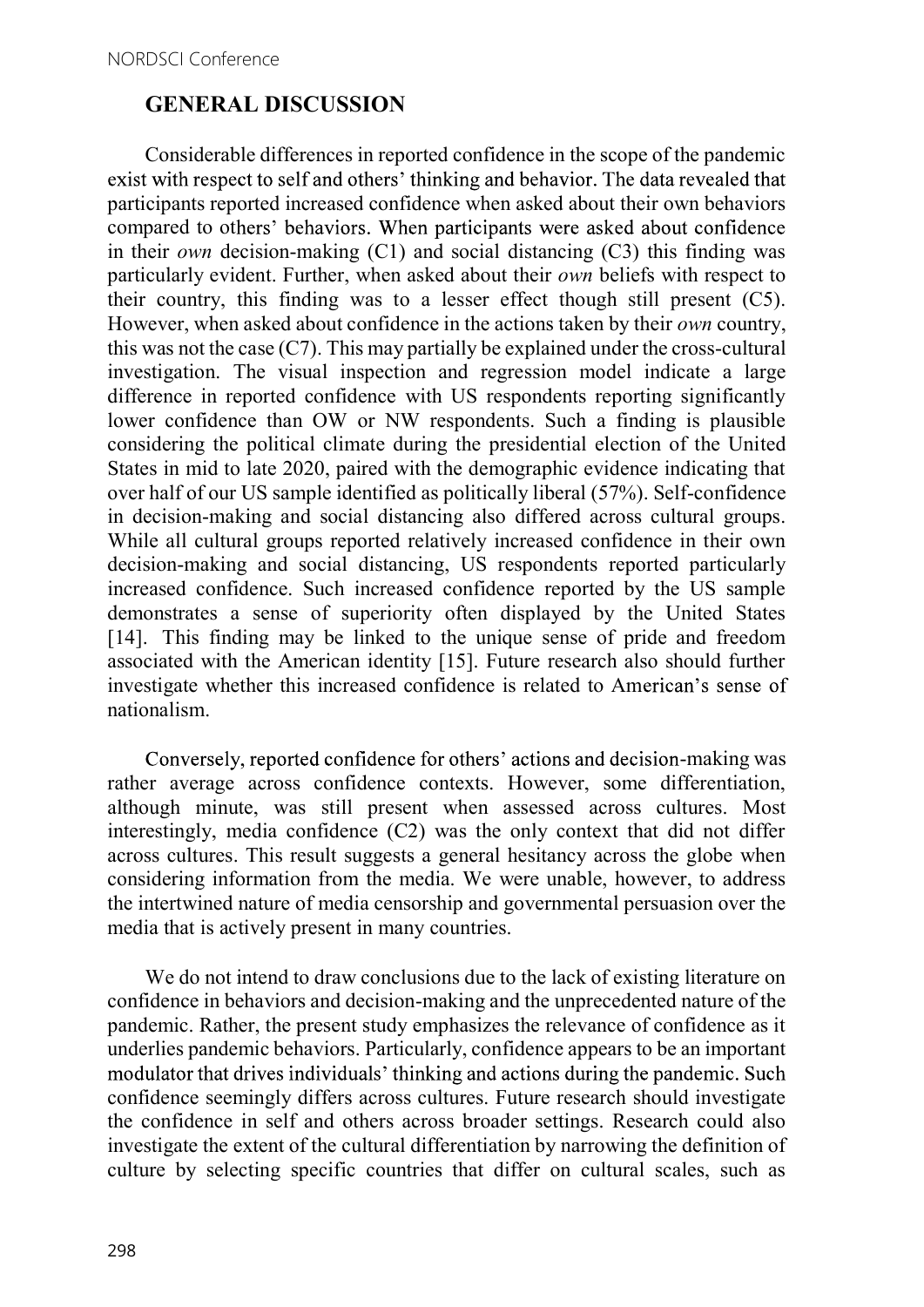## GENERAL DISCUSSION

Considerable differences in reported confidence in the scope of the pandemic exist with respect to self and others' thinking and behavior. The data revealed that participants reported increased confidence when asked about their own behaviors compared to others' behaviors. When participants were asked about confidence in their *own* decision-making (C1) and social distancing (C3) this finding was particularly evident. Further, when asked about their *own* beliefs with respect to their country, this finding was to a lesser effect though still present (C5). However, when asked about confidence in the actions taken by their *own* country, this was not the case (C7). This may partially be explained under the cross-cultural investigation. The visual inspection and regression model indicate a large difference in reported confidence with US respondents reporting significantly lower confidence than OW or NW respondents. Such a finding is plausible considering the political climate during the presidential election of the United States in mid to late 2020, paired with the demographic evidence indicating that over half of our US sample identified as politically liberal (57%). Self-confidence in decision-making and social distancing also differed across cultural groups. While all cultural groups reported relatively increased confidence in their own decision-making and social distancing, US respondents reported particularly increased confidence. Such increased confidence reported by the US sample demonstrates a sense of superiority often displayed by the United States [14]. This finding may be linked to the unique sense of pride and freedom associated with the American identity [15]. Future research also should further investigate whether this increased confidence is related to American's sense of nationalism.

Conversely, reported confidence for others' actions and decision-making was rather average across confidence contexts. However, some differentiation, although minute, was still present when assessed across cultures. Most interestingly, media confidence (C2) was the only context that did not differ across cultures. This result suggests a general hesitancy across the globe when considering information from the media. We were unable, however, to address the intertwined nature of media censorship and governmental persuasion over the media that is actively present in many countries.

We do not intend to draw conclusions due to the lack of existing literature on confidence in behaviors and decision-making and the unprecedented nature of the pandemic. Rather, the present study emphasizes the relevance of confidence as it underlies pandemic behaviors. Particularly, confidence appears to be an important modulator that drives individuals' thinking and actions during the pandemic. Such confidence seemingly differs across cultures. Future research should investigate the confidence in self and others across broader settings. Research could also investigate the extent of the cultural differentiation by narrowing the definition of culture by selecting specific countries that differ on cultural scales, such as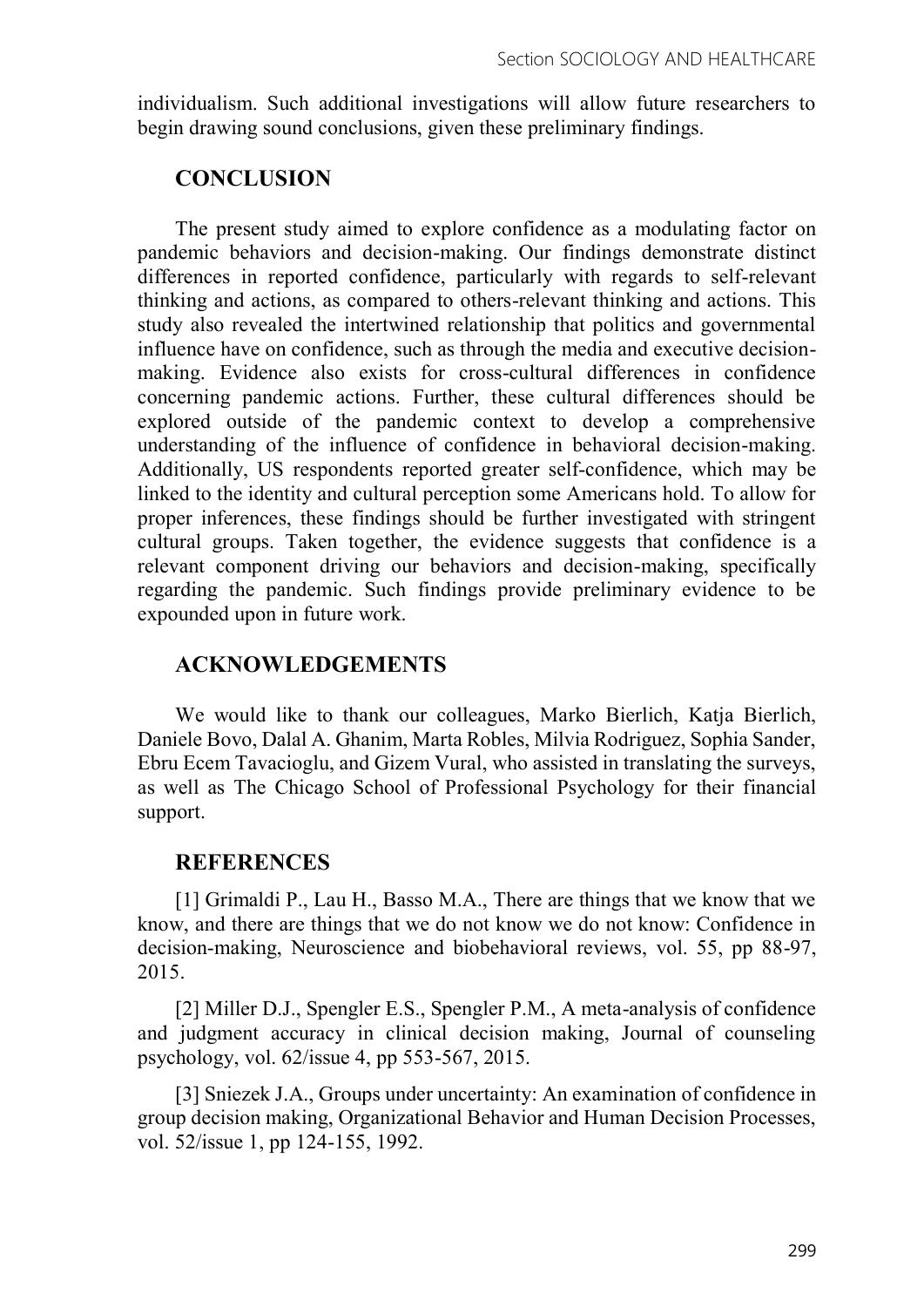individualism. Such additional investigations will allow future researchers to begin drawing sound conclusions, given these preliminary findings.

## CONCLUSION

The present study aimed to explore confidence as a modulating factor on pandemic behaviors and decision-making. Our findings demonstrate distinct differences in reported confidence, particularly with regards to self-relevant thinking and actions, as compared to others-relevant thinking and actions. This study also revealed the intertwined relationship that politics and governmental influence have on confidence, such as through the media and executive decision-making. Evidence also exists for cross-cultural differences in confidence concerning pandemic actions. Further, these cultural differences should be explored outside of the pandemic context to develop a comprehensive understanding of the influence of confidence in behavioral decision-making. Additionally, US respondents reported greater self-confidence, which may be linked to the identity and cultural perception some Americans hold. To allow for proper inferences, these findings should be further investigated with stringent cultural groups. Taken together, the evidence suggests that confidence is a relevant component driving our behaviors and decision-making, specifically regarding the pandemic. Such findings provide preliminary evidence to be expounded upon in future work.

## ACKNOWLEDGEMENTS

We would like to thank our colleagues, Marko Bierlich, Katja Bierlich, Daniele Bovo, Dalal A. Ghanim, Marta Robles, Milvia Rodriguez, Sophia Sander, Ebru Ecem Tavacioglu, and Gizem Vural, who assisted in translating the surveys, as well as The Chicago School of Professional Psychology for their financial support.

## REFERENCES

[1] Grimaldi P., Lau H., Basso M.A., There are things that we know that we know, and there are things that we do not know we do not know: Confidence in decision-making, Neuroscience and biobehavioral reviews, vol. 55, pp 88-97, 2015.

[2] Miller D.J., Spengler E.S., Spengler P.M., A meta-analysis of confidence and judgment accuracy in clinical decision making, Journal of counseling psychology, vol. 62/issue 4, pp 553-567, 2015.

[3] Sniezek J.A., Groups under uncertainty: An examination of confidence in group decision making, Organizational Behavior and Human Decision Processes, vol. 52/issue 1, pp 124-155, 1992.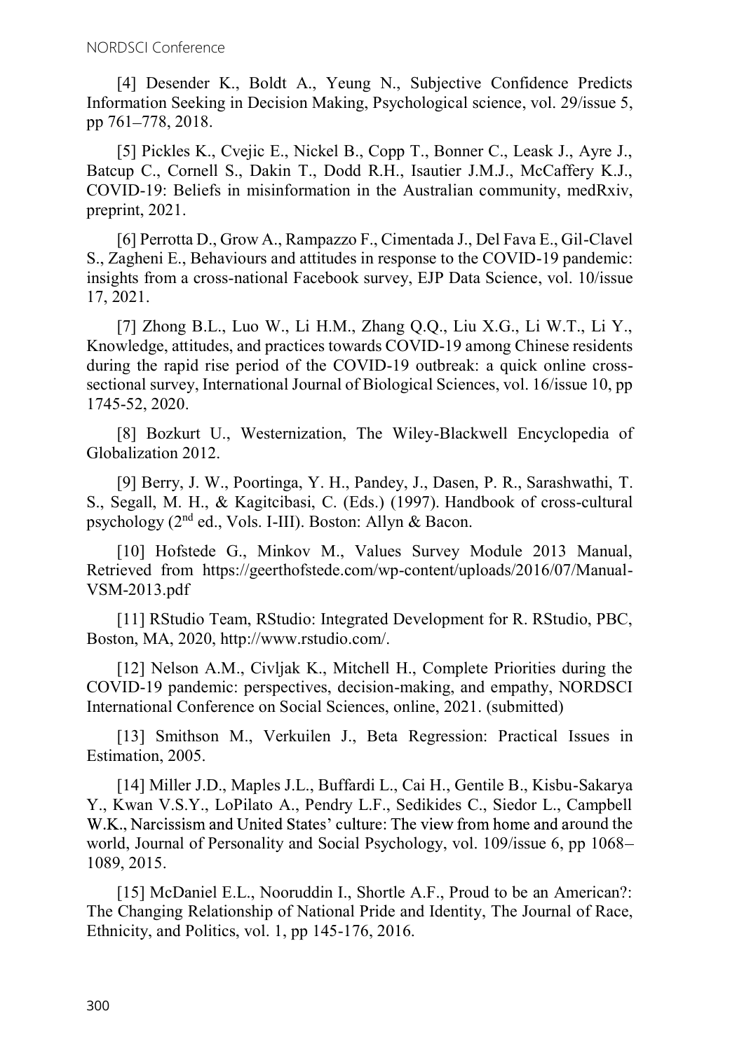[4] Desender K., Boldt A., Yeung N., Subjective Confidence Predicts Information Seeking in Decision Making, Psychological science, vol. 29/issue 5, pp 761–778, 2018.

[5] Pickles K., Cvejic E., Nickel B., Copp T., Bonner C., Leask J., Ayre J., Batcup C., Cornell S., Dakin T., Dodd R.H., Isautier J.M.J., McCaffery K.J., COVID-19: Beliefs in misinformation in the Australian community, medRxiv, preprint, 2021.

[6] Perrotta D., Grow A., Rampazzo F., Cimentada J., Del Fava E., Gil-Clavel S., Zagheni E., Behaviours and attitudes in response to the COVID-19 pandemic: insights from a cross-national Facebook survey, EJP Data Science, vol. 10/issue 17, 2021.

[7] Zhong B.L., Luo W., Li H.M., Zhang Q.Q., Liu X.G., Li W.T., Li Y., Knowledge, attitudes, and practices towards COVID-19 among Chinese residents during the rapid rise period of the COVID-19 outbreak: a quick online cross-sectional survey, International Journal of Biological Sciences, vol. 16/issue 10, pp 1745-52, 2020.

[8] Bozkurt U., Westernization, The Wiley-Blackwell Encyclopedia of Globalization 2012.

[9] Berry, J. W., Poortinga, Y. H., Pandey, J., Dasen, P. R., Sarashwathi, T. S., Segall, M. H., & Kagitcibasi, C. (Eds.) (1997). Handbook of cross-cultural psychology (2nd ed., Vols. I-III). Boston: Allyn & Bacon.

[10] Hofstede G., Minkov M., Values Survey Module 2013 Manual, Retrieved from https://geerthofstede.com/wp-content/uploads/2016/07/Manual-VSM-2013.pdf

[11] RStudio Team, RStudio: Integrated Development for R. RStudio, PBC, Boston, MA, 2020, http://www.rstudio.com/.

[12] Nelson A.M., Civljak K., Mitchell H., Complete Priorities during the COVID-19 pandemic: perspectives, decision-making, and empathy, NORDSCI International Conference on Social Sciences, online, 2021. (submitted)

[13] Smithson M., Verkuilen J., Beta Regression: Practical Issues in Estimation, 2005.

[14] Miller J.D., Maples J.L., Buffardi L., Cai H., Gentile B., Kisbu-Sakarya Y., Kwan V.S.Y., LoPilato A., Pendry L.F., Sedikides C., Siedor L., Campbell W.K., Narcissism and United States' culture: The view from home and around the world, Journal of Personality and Social Psychology, vol. 109/issue 6, pp 1068–1089, 2015.

[15] McDaniel E.L., Nooruddin I., Shortle A.F., Proud to be an American?: The Changing Relationship of National Pride and Identity, The Journal of Race, Ethnicity, and Politics, vol. 1, pp 145-176, 2016.